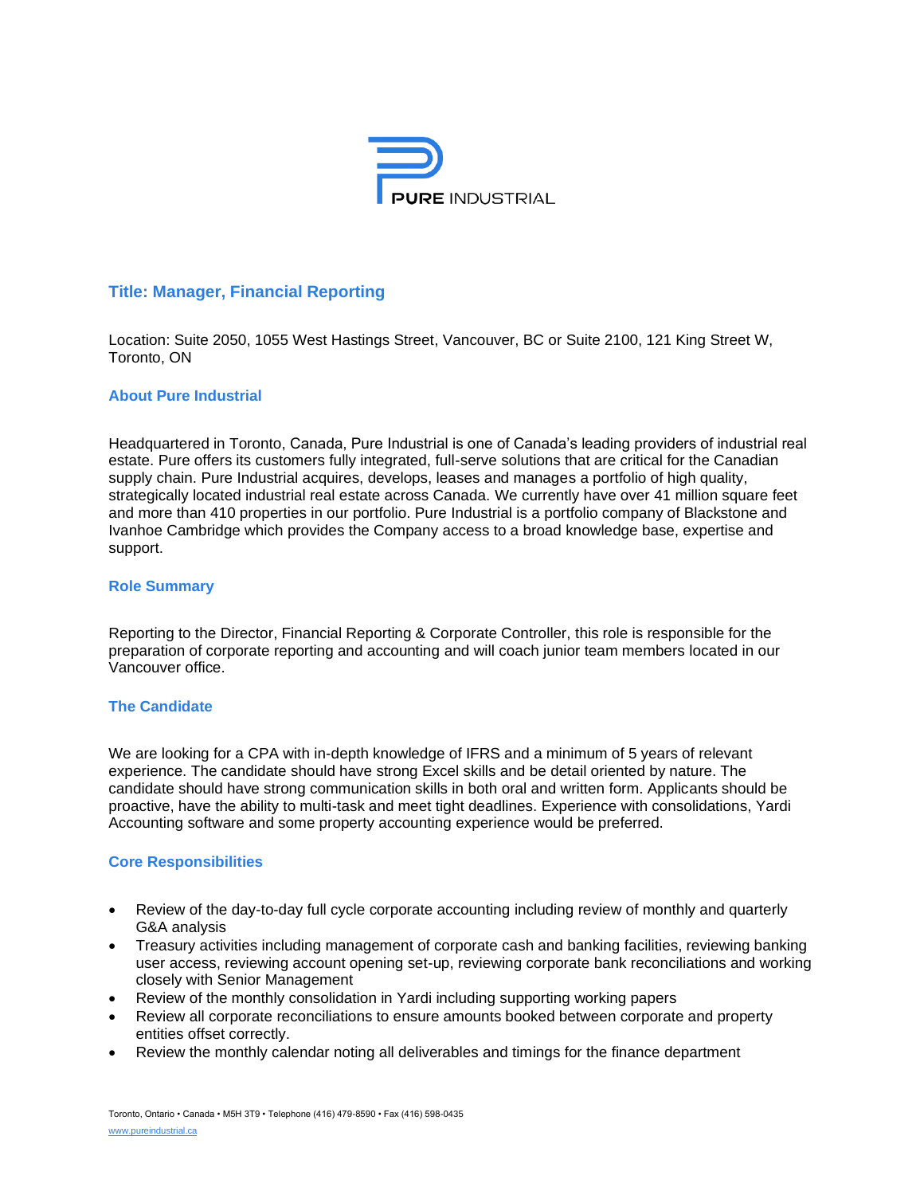PURE INDUSTRIAL

## Title: Manager, Financial Reporting

Location: Suite 2050, 1055 West Hastings Street, Vancouver, BC or Suite 2100, 121 King Street W, Toronto, ON

### About Pure Industrial

Headquartered in Toronto, Canada, Pure Industrial is one of Canada's leading providers of industrial real estate. Pure offers its customers fully integrated, full-serve solutions that are critical for the Canadian supply chain. Pure Industrial acquires, develops, leases and manages a portfolio of high quality, strategically located industrial real estate across Canada. We currently have over 41 million square feet and more than 410 properties in our portfolio. Pure Industrial is a portfolio company of Blackstone and Ivanhoe Cambridge which provides the Company access to a broad knowledge base, expertise and support.

### Role Summary

Reporting to the Director, Financial Reporting & Corporate Controller, this role is responsible for the preparation of corporate reporting and accounting and will coach junior team members located in our Vancouver office.

### The Candidate

We are looking for a CPA with in-depth knowledge of IFRS and a minimum of 5 years of relevant experience. The candidate should have strong Excel skills and be detail oriented by nature. The candidate should have strong communication skills in both oral and written form. Applicants should be proactive, have the ability to multi-task and meet tight deadlines. Experience with consolidations, Yardi Accounting software and some property accounting experience would be preferred.

### Core Responsibilities

- Review of the day-to-day full cycle corporate accounting including review of monthly and quarterly G&A analysis
- Treasury activities including management of corporate cash and banking facilities, reviewing banking user access, reviewing account opening set-up, reviewing corporate bank reconciliations and working closely with Senior Management
- Review of the monthly consolidation in Yardi including supporting working papers
- Review all corporate reconciliations to ensure amounts booked between corporate and property entities offset correctly.
- Review the monthly calendar noting all deliverables and timings for the finance department

Toronto, Ontario • Canada • M5H 3T9 • Telephone (416) 479-8590 • Fax (416) 598-0435
www.pureindustrial.ca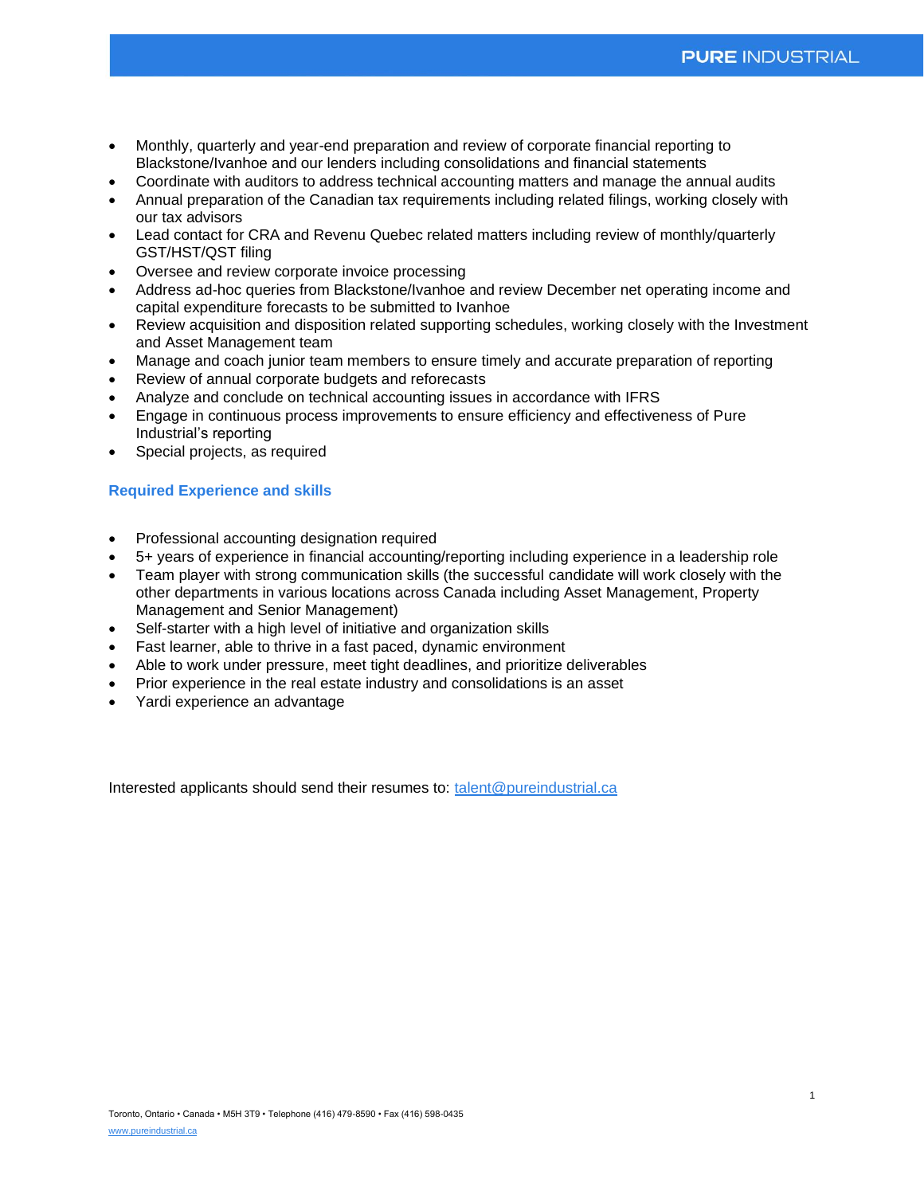- Monthly, quarterly and year-end preparation and review of corporate financial reporting to Blackstone/Ivanhoe and our lenders including consolidations and financial statements
- Coordinate with auditors to address technical accounting matters and manage the annual audits
- Annual preparation of the Canadian tax requirements including related filings, working closely with our tax advisors
- Lead contact for CRA and Revenu Quebec related matters including review of monthly/quarterly GST/HST/QST filing
- Oversee and review corporate invoice processing
- Address ad-hoc queries from Blackstone/Ivanhoe and review December net operating income and capital expenditure forecasts to be submitted to Ivanhoe
- Review acquisition and disposition related supporting schedules, working closely with the Investment and Asset Management team
- Manage and coach junior team members to ensure timely and accurate preparation of reporting
- Review of annual corporate budgets and reforecasts
- Analyze and conclude on technical accounting issues in accordance with IFRS
- Engage in continuous process improvements to ensure efficiency and effectiveness of Pure Industrial's reporting
- Special projects, as required

## Required Experience and skills

- Professional accounting designation required
- 5+ years of experience in financial accounting/reporting including experience in a leadership role
- Team player with strong communication skills (the successful candidate will work closely with the other departments in various locations across Canada including Asset Management, Property Management and Senior Management)
- Self-starter with a high level of initiative and organization skills
- Fast learner, able to thrive in a fast paced, dynamic environment
- Able to work under pressure, meet tight deadlines, and prioritize deliverables
- Prior experience in the real estate industry and consolidations is an asset
- Yardi experience an advantage

Interested applicants should send their resumes to: [talent@pureindustrial.ca](mailto:talent@pureindustrial.ca)